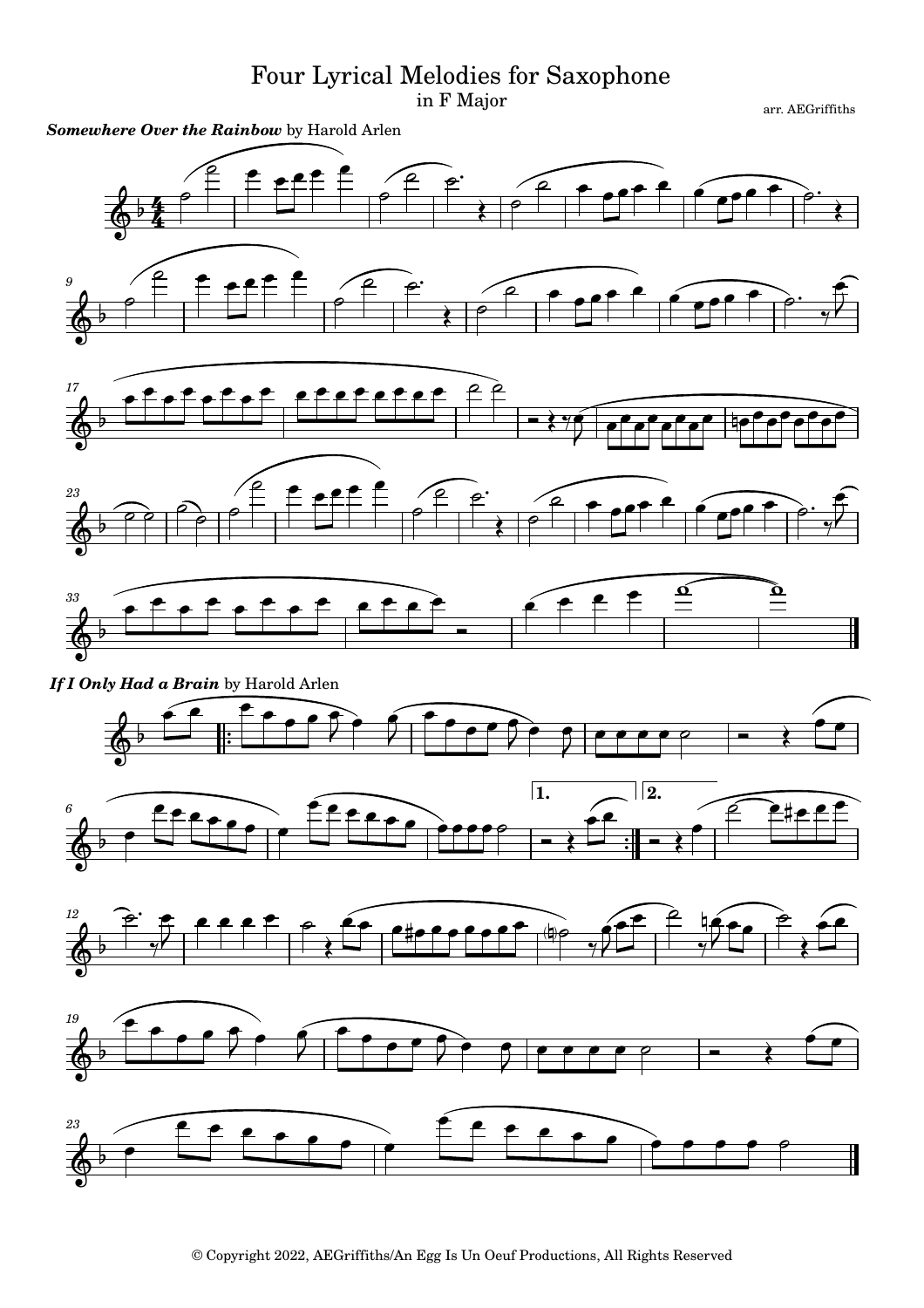# Four Lyrical Melodies for Saxophone

in F Major

arr. AEGriffiths

***Somewhere Over the Rainbow*** by Harold Arlen

***If I Only Had a Brain*** by Harold Arlen

© Copyright 2022, AEGriffiths/An Egg Is Un Oeuf Productions, All Rights Reserved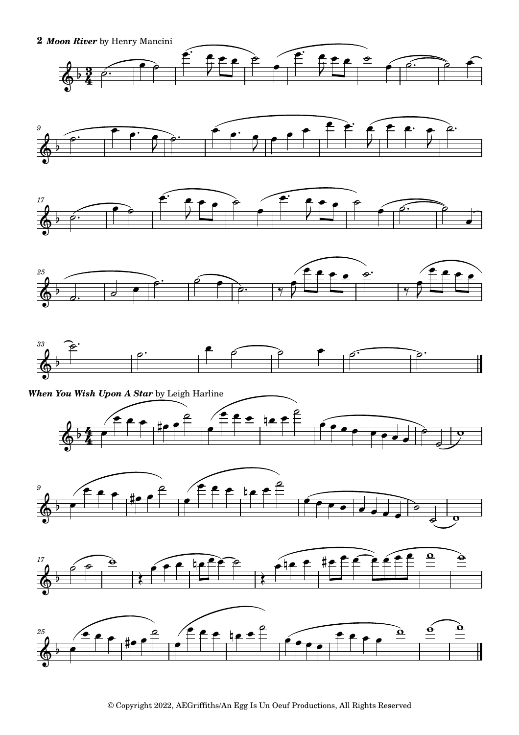***Moon River*** by Henry Mancini

***When You Wish Upon A Star*** by Leigh Harline

© Copyright 2022, AEGriffiths/An Egg Is Un Oeuf Productions, All Rights Reserved